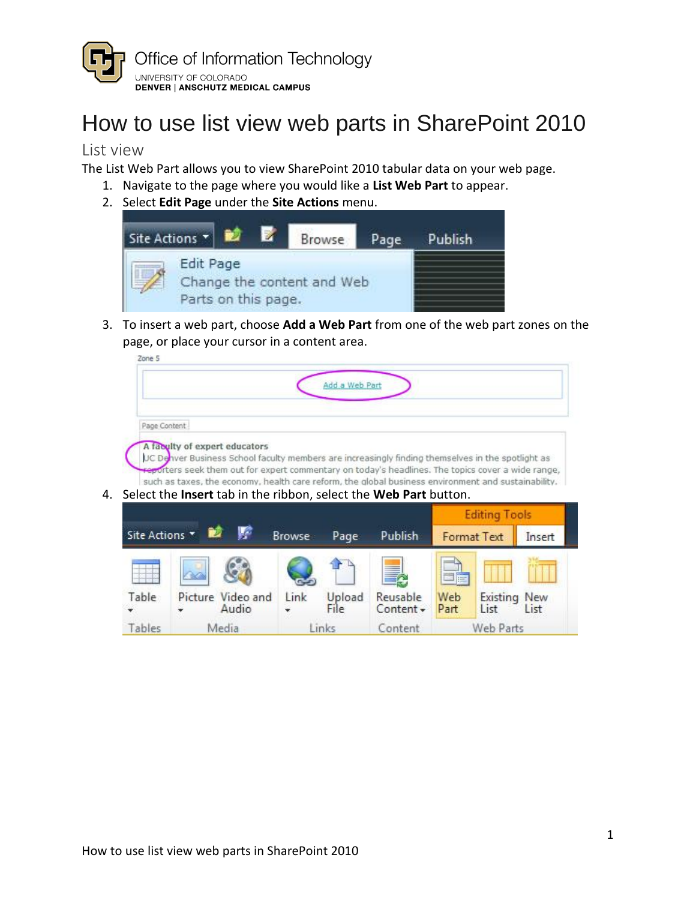Office of Information Technology
UNIVERSITY OF COLORADO
DENVER | ANSCHUTZ MEDICAL CAMPUS

# How to use list view web parts in SharePoint 2010

## List view

The List Web Part allows you to view SharePoint 2010 tabular data on your web page.

1. Navigate to the page where you would like a **List Web Part** to appear.
2. Select **Edit Page** under the **Site Actions** menu.
3. To insert a web part, choose **Add a Web Part** from one of the web part zones on the page, or place your cursor in a content area.
4. Select the **Insert** tab in the ribbon, select the **Web Part** button.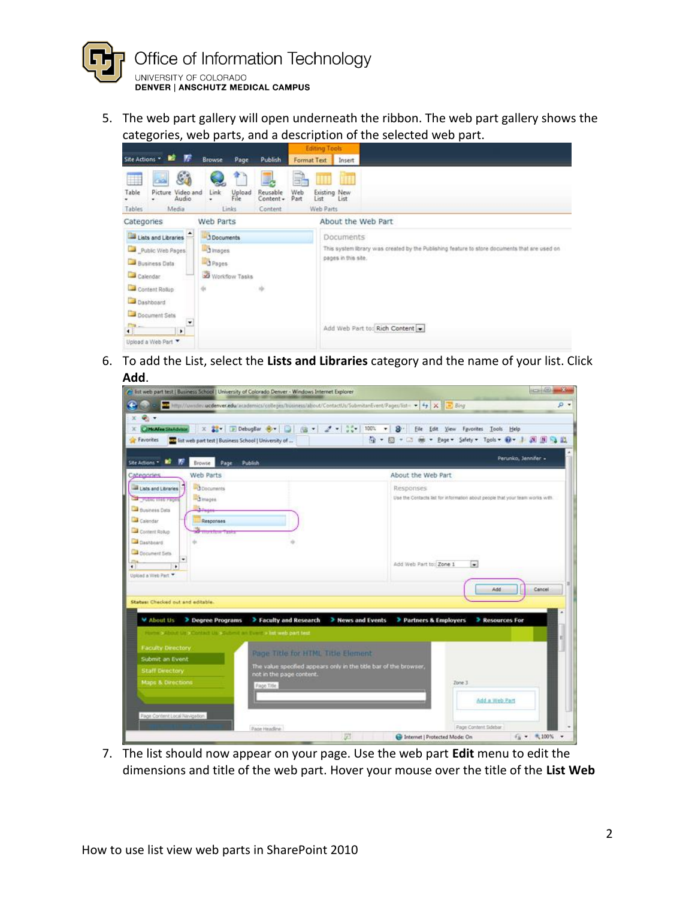5. The web part gallery will open underneath the ribbon. The web part gallery shows the categories, web parts, and a description of the selected web part.

6. To add the List, select the **Lists and Libraries** category and the name of your list. Click **Add**.

7. The list should now appear on your page. Use the web part **Edit** menu to edit the dimensions and title of the web part. Hover your mouse over the title of the **List Web**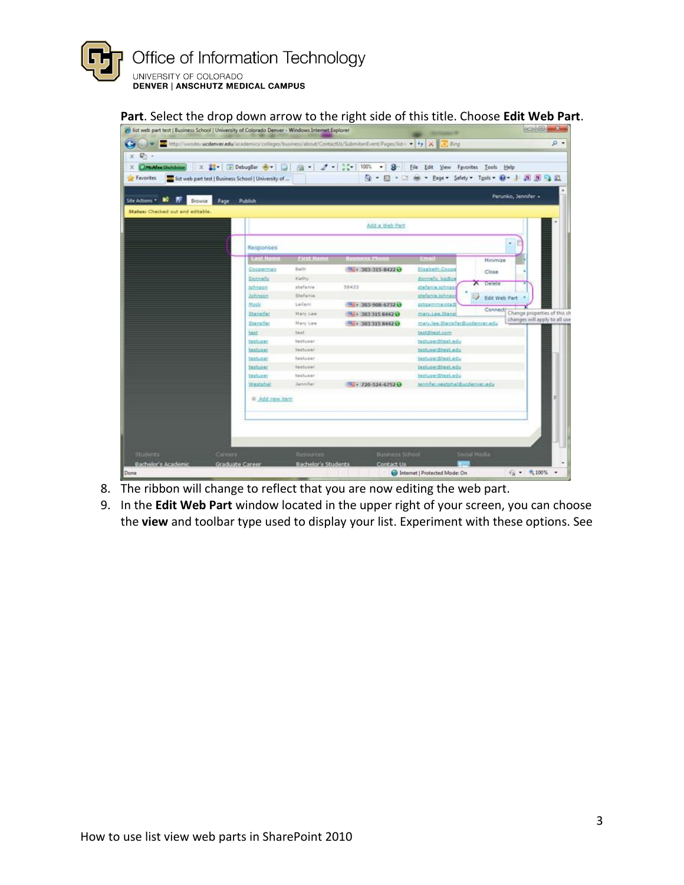**Part**. Select the drop down arrow to the right side of this title. Choose **Edit Web Part**.

8. The ribbon will change to reflect that you are now editing the web part.
9. In the **Edit Web Part** window located in the upper right of your screen, you can choose the **view** and toolbar type used to display your list. Experiment with these options. See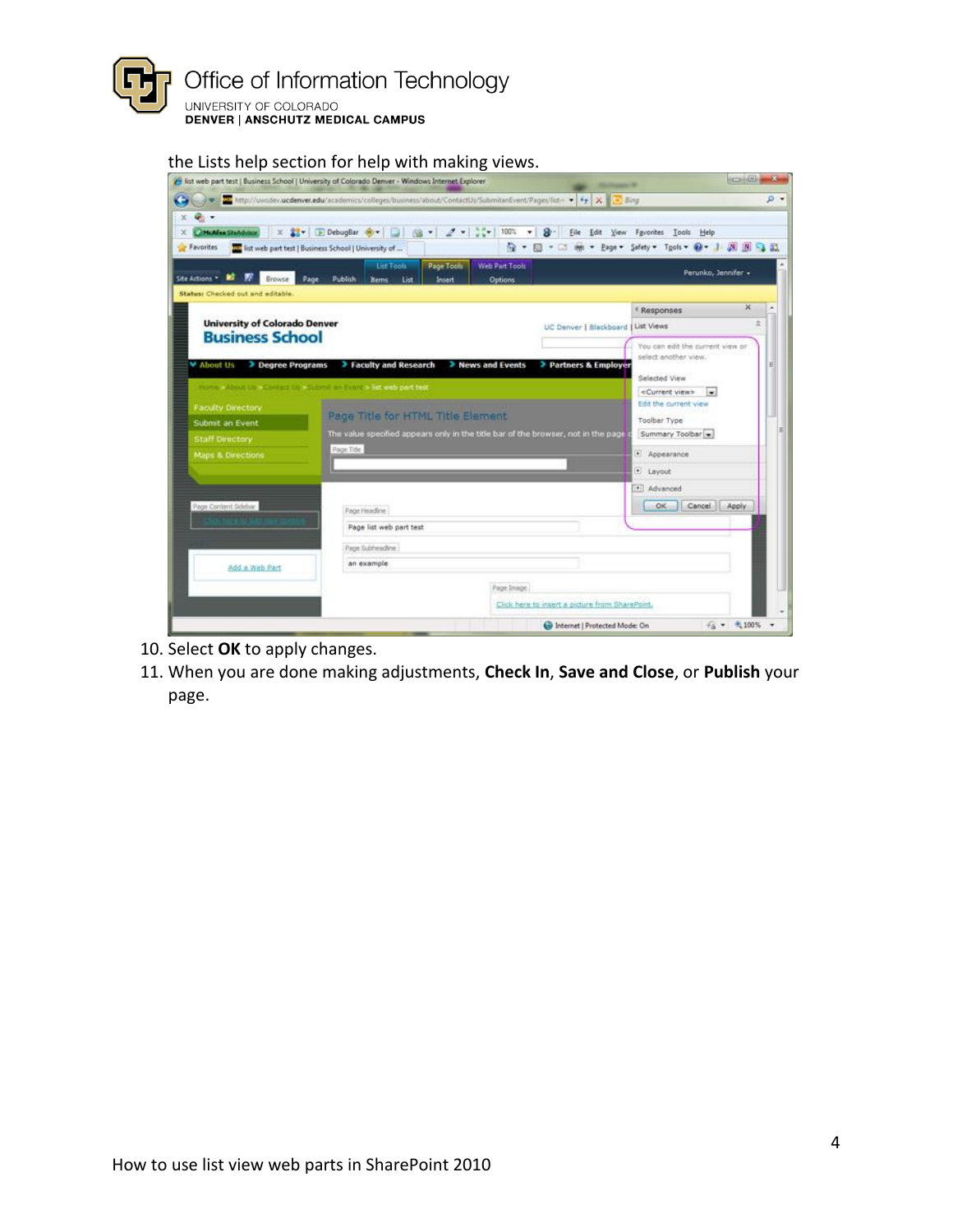the Lists help section for help with making views.

10. Select **OK** to apply changes.
11. When you are done making adjustments, **Check In**, **Save and Close**, or **Publish** your page.